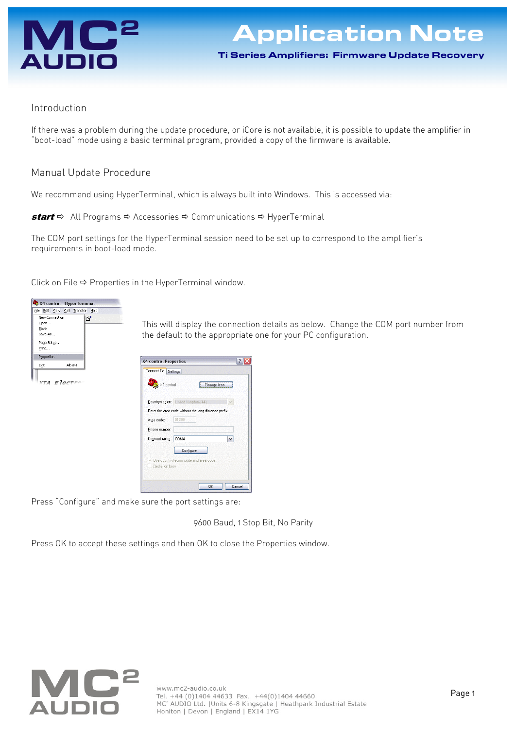# Application Note

## Ti Series Amplifiers: Firmware Update Recovery

## Introduction

If there was a problem during the update procedure, or iCore is not available, it is possible to update the amplifier in "boot-load" mode using a basic terminal program, provided a copy of the firmware is available.

## Manual Update Procedure

We recommend using HyperTerminal, which is always built into Windows. This is accessed via:

***start*** ⇨ All Programs ⇨ Accessories ⇨ Communications ⇨ HyperTerminal

The COM port settings for the HyperTerminal session need to be set up to correspond to the amplifier's requirements in boot-load mode.

Click on File ⇨ Properties in the HyperTerminal window.

This will display the connection details as below. Change the COM port number from the default to the appropriate one for your PC configuration.

Press "Configure" and make sure the port settings are:

9600 Baud, 1 Stop Bit, No Parity

Press OK to accept these settings and then OK to close the Properties window.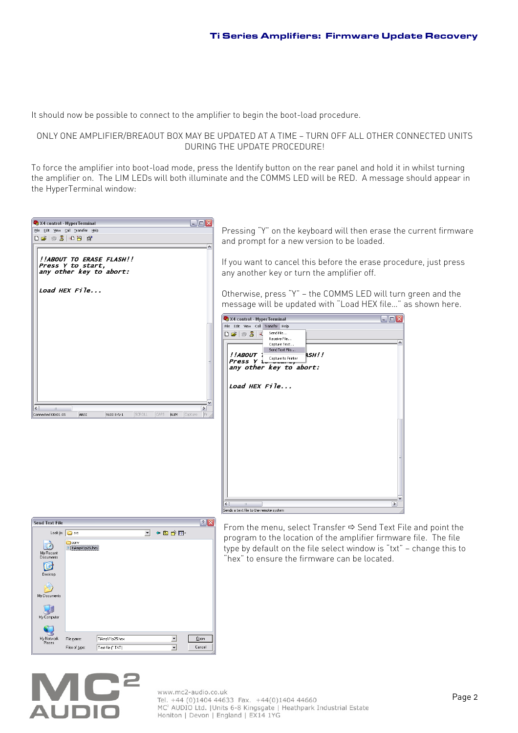It should now be possible to connect to the amplifier to begin the boot-load procedure.

ONLY ONE AMPLIFIER/BREAOUT BOX MAY BE UPDATED AT A TIME – TURN OFF ALL OTHER CONNECTED UNITS DURING THE UPDATE PROCEDURE!

To force the amplifier into boot-load mode, press the Identify button on the rear panel and hold it in whilst turning the amplifier on. The LIM LEDs will both illuminate and the COMMS LED will be RED. A message should appear in the HyperTerminal window:

Pressing "Y" on the keyboard will then erase the current firmware and prompt for a new version to be loaded.

If you want to cancel this before the erase procedure, just press any another key or turn the amplifier off.

Otherwise, press "Y" – the COMMS LED will turn green and the message will be updated with "Load HEX file…" as shown here.

From the menu, select Transfer ⇨ Send Text File and point the program to the location of the amplifier firmware file. The file type by default on the file select window is "txt" – change this to "hex" to ensure the firmware can be located.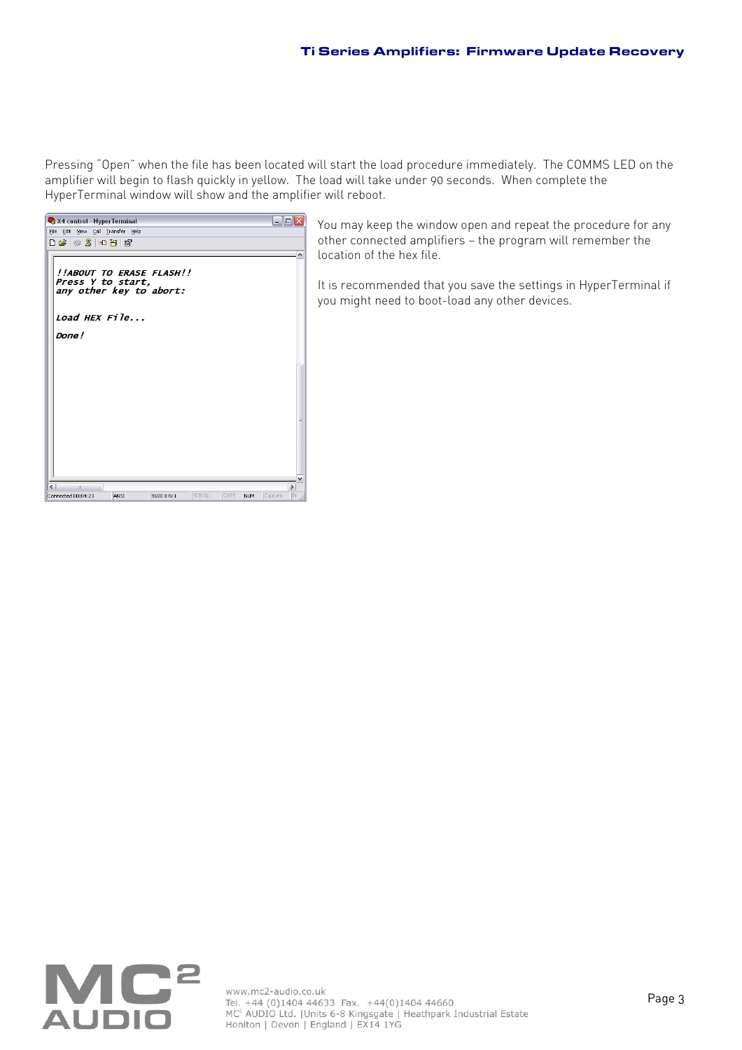Pressing "Open" when the file has been located will start the load procedure immediately. The COMMS LED on the amplifier will begin to flash quickly in yellow. The load will take under 90 seconds. When complete the HyperTerminal window will show and the amplifier will reboot.

You may keep the window open and repeat the procedure for any other connected amplifiers – the program will remember the location of the hex file.

It is recommended that you save the settings in HyperTerminal if you might need to boot-load any other devices.